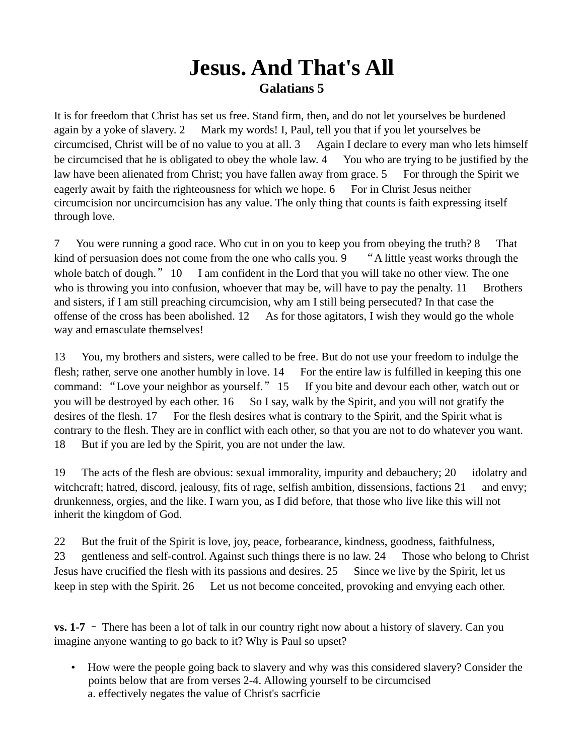# Jesus. And That's All

### Galatians 5

It is for freedom that Christ has set us free. Stand firm, then, and do not let yourselves be burdened again by a yoke of slavery. 2 Mark my words! I, Paul, tell you that if you let yourselves be circumcised, Christ will be of no value to you at all. 3 Again I declare to every man who lets himself be circumcised that he is obligated to obey the whole law. 4 You who are trying to be justified by the law have been alienated from Christ; you have fallen away from grace. 5 For through the Spirit we eagerly await by faith the righteousness for which we hope. 6 For in Christ Jesus neither circumcision nor uncircumcision has any value. The only thing that counts is faith expressing itself through love.

7 You were running a good race. Who cut in on you to keep you from obeying the truth? 8 That kind of persuasion does not come from the one who calls you. 9 "A little yeast works through the whole batch of dough." 10 I am confident in the Lord that you will take no other view. The one who is throwing you into confusion, whoever that may be, will have to pay the penalty. 11 Brothers and sisters, if I am still preaching circumcision, why am I still being persecuted? In that case the offense of the cross has been abolished. 12 As for those agitators, I wish they would go the whole way and emasculate themselves!

13 You, my brothers and sisters, were called to be free. But do not use your freedom to indulge the flesh; rather, serve one another humbly in love. 14 For the entire law is fulfilled in keeping this one command: "Love your neighbor as yourself." 15 If you bite and devour each other, watch out or you will be destroyed by each other. 16 So I say, walk by the Spirit, and you will not gratify the desires of the flesh. 17 For the flesh desires what is contrary to the Spirit, and the Spirit what is contrary to the flesh. They are in conflict with each other, so that you are not to do whatever you want. 18 But if you are led by the Spirit, you are not under the law.

19 The acts of the flesh are obvious: sexual immorality, impurity and debauchery; 20 idolatry and witchcraft; hatred, discord, jealousy, fits of rage, selfish ambition, dissensions, factions 21 and envy; drunkenness, orgies, and the like. I warn you, as I did before, that those who live like this will not inherit the kingdom of God.

22 But the fruit of the Spirit is love, joy, peace, forbearance, kindness, goodness, faithfulness, 23 gentleness and self-control. Against such things there is no law. 24 Those who belong to Christ Jesus have crucified the flesh with its passions and desires. 25 Since we live by the Spirit, let us keep in step with the Spirit. 26 Let us not become conceited, provoking and envying each other.

**vs. 1-7** – There has been a lot of talk in our country right now about a history of slavery. Can you imagine anyone wanting to go back to it? Why is Paul so upset?

- How were the people going back to slavery and why was this considered slavery? Consider the points below that are from verses 2-4. Allowing yourself to be circumcised
  a. effectively negates the value of Christ's sacrficie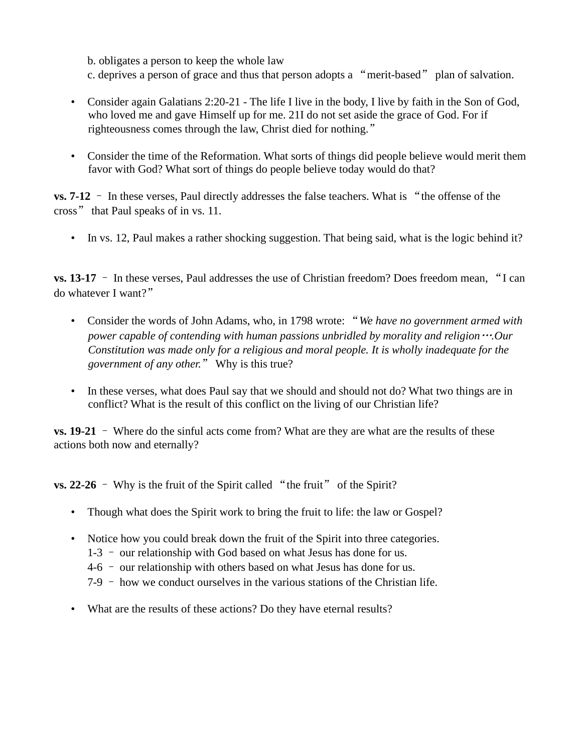b. obligates a person to keep the whole law
c. deprives a person of grace and thus that person adopts a “merit-based” plan of salvation.

- Consider again Galatians 2:20-21 - The life I live in the body, I live by faith in the Son of God, who loved me and gave Himself up for me. 21I do not set aside the grace of God. For if righteousness comes through the law, Christ died for nothing.”

- Consider the time of the Reformation. What sorts of things did people believe would merit them favor with God? What sort of things do people believe today would do that?

**vs. 7-12** – In these verses, Paul directly addresses the false teachers. What is “the offense of the cross” that Paul speaks of in vs. 11.

- In vs. 12, Paul makes a rather shocking suggestion. That being said, what is the logic behind it?

**vs. 13-17** – In these verses, Paul addresses the use of Christian freedom? Does freedom mean, “I can do whatever I want?”

- Consider the words of John Adams, who, in 1798 wrote: “*We have no government armed with power capable of contending with human passions unbridled by morality and religion….Our Constitution was made only for a religious and moral people. It is wholly inadequate for the government of any other.*” Why is this true?

- In these verses, what does Paul say that we should and should not do? What two things are in conflict? What is the result of this conflict on the living of our Christian life?

**vs. 19-21** – Where do the sinful acts come from? What are they are what are the results of these actions both now and eternally?

**vs. 22-26** – Why is the fruit of the Spirit called “the fruit” of the Spirit?

- Though what does the Spirit work to bring the fruit to life: the law or Gospel?

- Notice how you could break down the fruit of the Spirit into three categories.
  1-3 – our relationship with God based on what Jesus has done for us.
  4-6 – our relationship with others based on what Jesus has done for us.
  7-9 – how we conduct ourselves in the various stations of the Christian life.

- What are the results of these actions? Do they have eternal results?